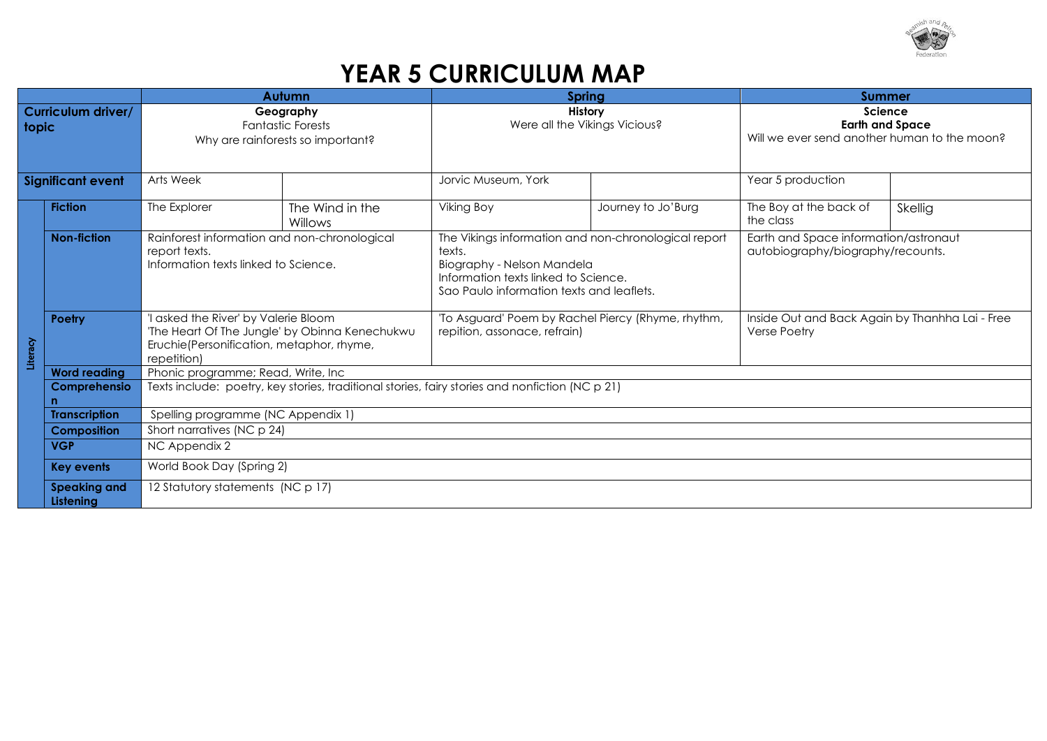# YEAR 5 CURRICULUM MAP

| | | Autumn | | Spring | | Summer | |
|---|---|---|---|---|---|---|---|
| **Curriculum driver/ topic** | | **Geography** Fantastic Forests Why are rainforests so important? | | **History** Were all the Vikings Vicious? | | **Science** **Earth and Space** Will we ever send another human to the moon? | |
| **Significant event** | | Arts Week | | Jorvic Museum, York | | Year 5 production | |
| Literacy | **Fiction** | The Explorer | The Wind in the Willows | Viking Boy | Journey to Jo'Burg | The Boy at the back of the class | Skellig |
| | **Non-fiction** | Rainforest information and non-chronological report texts. Information texts linked to Science. | | The Vikings information and non-chronological report texts. Biography - Nelson Mandela Information texts linked to Science. Sao Paulo information texts and leaflets. | | Earth and Space information/astronaut autobiography/biography/recounts. | |
| | **Poetry** | 'I asked the River' by Valerie Bloom 'The Heart Of The Jungle' by Obinna Kenechukwu Eruchie(Personification, metaphor, rhyme, repetition) | | 'To Asguard' Poem by Rachel Piercy (Rhyme, rhythm, repition, assonace, refrain) | | Inside Out and Back Again by Thanhha Lai - Free Verse Poetry | |
| | **Word reading** | Phonic programme; Read, Write, Inc | | | | | |
| | **Comprehension** | Texts include: poetry, key stories, traditional stories, fairy stories and nonfiction (NC p 21) | | | | | |
| | **Transcription** | Spelling programme (NC Appendix 1) | | | | | |
| | **Composition** | Short narratives (NC p 24) | | | | | |
| | **VGP** | NC Appendix 2 | | | | | |
| | **Key events** | World Book Day (Spring 2) | | | | | |
| | **Speaking and Listening** | 12 Statutory statements (NC p 17) | | | | | |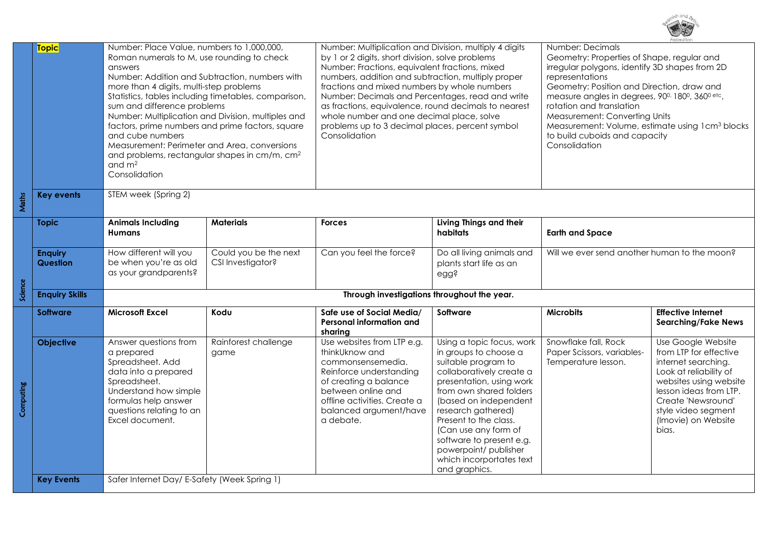| | | | | | | | |
|---|---|---|---|---|---|---|---|
| Maths | **Topic** | Number: Place Value, numbers to 1,000,000, Roman numerals to M, use rounding to check answers<br>Number: Addition and Subtraction, numbers with more than 4 digits, multi-step problems<br>Statistics, tables including timetables, comparison, sum and difference problems<br>Number: Multiplication and Division, multiples and factors, prime numbers and prime factors, square and cube numbers<br>Measurement: Perimeter and Area, conversions and problems, rectangular shapes in cm/m, $cm^2$ and $m^2$<br>Consolidation | | Number: Multiplication and Division, multiply 4 digits by 1 or 2 digits, short division, solve problems<br>Number: Fractions, equivalent fractions, mixed numbers, addition and subtraction, multiply proper fractions and mixed numbers by whole numbers<br>Number: Decimals and Percentages, read and write as fractions, equivalence, round decimals to nearest whole number and one decimal place, solve problems up to 3 decimal places, percent symbol<br>Consolidation | | Number: Decimals<br>Geometry: Properties of Shape, regular and irregular polygons, identify 3D shapes from 2D representations<br>Geometry: Position and Direction, draw and measure angles in degrees, $90^0$, $180^0$, $360^0$ etc, rotation and translation<br>Measurement: Converting Units<br>Measurement: Volume, estimate using $1cm^3$ blocks to build cuboids and capacity<br>Consolidation | |
| | **Key events** | STEM week (Spring 2) | | | | | |
| Science | **Topic** | **Animals Including Humans** | **Materials** | **Forces** | **Living Things and their habitats** | **Earth and Space** | |
| | **Enquiry Question** | How different will you be when you're as old as your grandparents? | Could you be the next CSI Investigator? | Can you feel the force? | Do all living animals and plants start life as an egg? | Will we ever send another human to the moon? | |
| | **Enquiry Skills** | **Through investigations throughout the year.** | | | | | |
| Computing | **Software** | **Microsoft Excel** | **Kodu** | **Safe use of Social Media/ Personal information and sharing** | **Software** | **Microbits** | **Effective Internet Searching/Fake News** |
| | **Objective** | Answer questions from a prepared Spreadsheet. Add data into a prepared Spreadsheet. Understand how simple formulas help answer questions relating to an Excel document. | Rainforest challenge game | Use websites from LTP e.g. thinkUknow and commonsensemedia. Reinforce understanding of creating a balance between online and offline activities. Create a balanced argument/have a debate. | Using a topic focus, work in groups to choose a suitable program to collaboratively create a presentation, using work from own shared folders (based on independent research gathered) Present to the class. (Can use any form of software to present e.g. powerpoint/ publisher which incorportates text and graphics. | Snowflake fall, Rock Paper Scissors, variables- Temperature lesson. | Use Google Website from LTP for effective internet searching. Look at reliability of websites using website lesson ideas from LTP. Create 'Newsround' style video segment (Imovie) on Website bias. |
| | **Key Events** | Safer Internet Day/ E-Safety (Week Spring 1) | | | | | |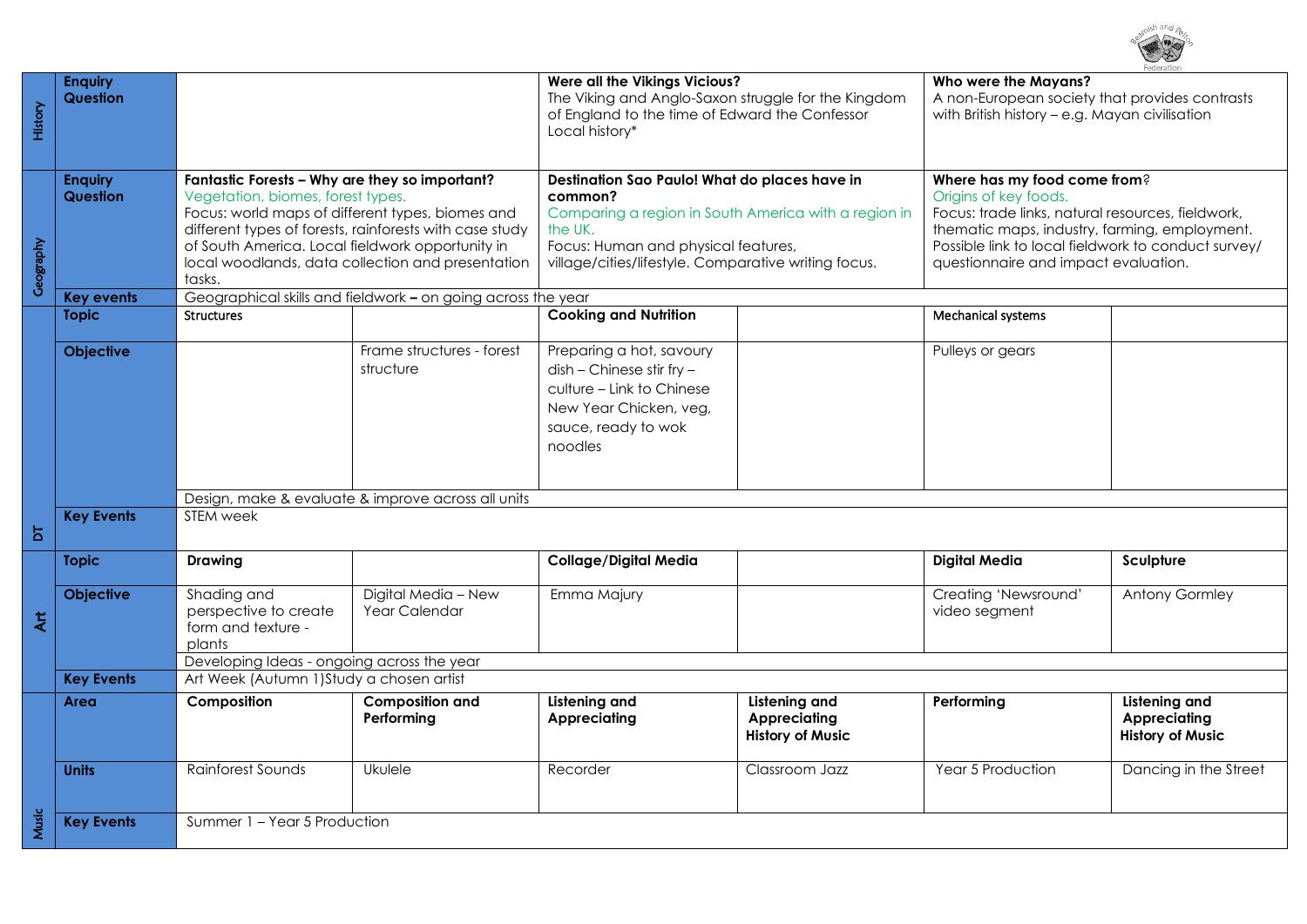| Subject | | Autumn 1 | Autumn 2 | Spring 1 | Spring 2 | Summer 1 | Summer 2 |
|---|---|---|---|---|---|---|---|
| History | **Enquiry Question** | | | **Were all the Vikings Vicious?** The Viking and Anglo-Saxon struggle for the Kingdom of England to the time of Edward the Confessor Local history* | | **Who were the Mayans?** A non-European society that provides contrasts with British history – e.g. Mayan civilisation | |
| Geography | **Enquiry Question** | **Fantastic Forests – Why are they so important?** Vegetation, biomes, forest types. Focus: world maps of different types, biomes and different types of forests, rainforests with case study of South America. Local fieldwork opportunity in local woodlands, data collection and presentation tasks. | | **Destination Sao Paulo! What do places have in common?** Comparing a region in South America with a region in the UK. Focus: Human and physical features, village/cities/lifestyle. Comparative writing focus. | | **Where has my food come from?** Origins of key foods. Focus: trade links, natural resources, fieldwork, thematic maps, industry, farming, employment. Possible link to local fieldwork to conduct survey/ questionnaire and impact evaluation. | |
| | **Key events** | Geographical skills and fieldwork **–** on going across the year | | | | | |
| DT | **Topic** | Structures | | **Cooking and Nutrition** | | Mechanical systems | |
| | **Objective** | | Frame structures - forest structure | Preparing a hot, savoury dish – Chinese stir fry – culture – Link to Chinese New Year Chicken, veg, sauce, ready to wok noodles | | Pulleys or gears | |
| | | Design, make & evaluate & improve across all units | | | | | |
| | **Key Events** | STEM week | | | | | |
| Art | **Topic** | **Drawing** | | **Collage/Digital Media** | | **Digital Media** | **Sculpture** |
| | **Objective** | Shading and perspective to create form and texture - plants | Digital Media – New Year Calendar | Emma Majury | | Creating 'Newsround' video segment | Antony Gormley |
| | | Developing Ideas - ongoing across the year | | | | | |
| | **Key Events** | Art Week (Autumn 1)Study a chosen artist | | | | | |
| Music | **Area** | **Composition** | **Composition and Performing** | **Listening and Appreciating** | **Listening and Appreciating History of Music** | **Performing** | **Listening and Appreciating History of Music** |
| | **Units** | Rainforest Sounds | Ukulele | Recorder | Classroom Jazz | Year 5 Production | Dancing in the Street |
| | **Key Events** | Summer 1 – Year 5 Production | | | | | |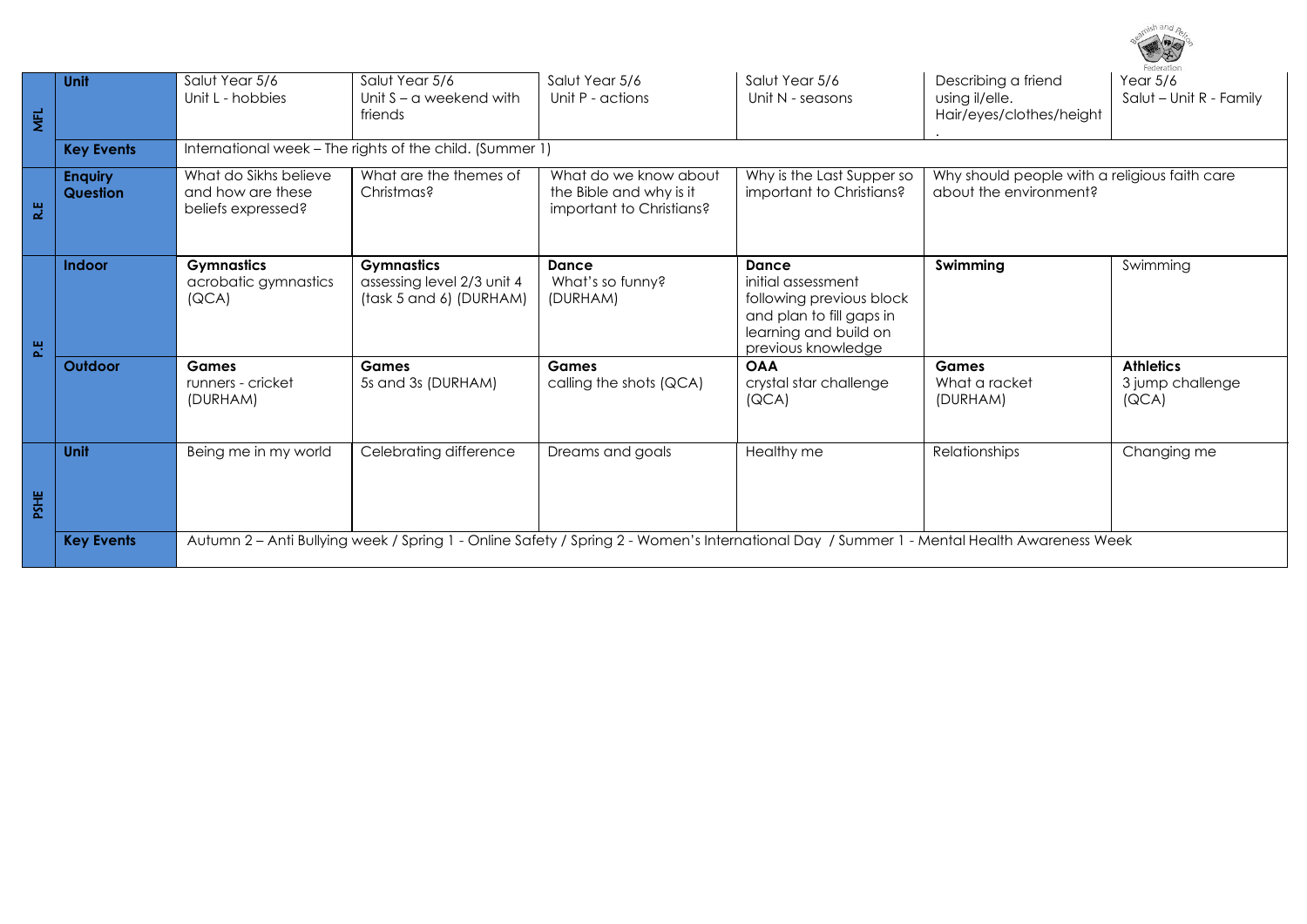| | | | | | | | |
|---|---|---|---|---|---|---|---|
| MFL | **Unit** | Salut Year 5/6<br>Unit L - hobbies | Salut Year 5/6<br>Unit S – a weekend with friends | Salut Year 5/6<br>Unit P - actions | Salut Year 5/6<br>Unit N - seasons | Describing a friend using il/elle.<br>Hair/eyes/clothes/height<br>. | Year 5/6<br>Salut – Unit R - Family |
| | **Key Events** | International week – The rights of the child. (Summer 1) | | | | | |
| R.E | **Enquiry Question** | What do Sikhs believe and how are these beliefs expressed? | What are the themes of Christmas? | What do we know about the Bible and why is it important to Christians? | Why is the Last Supper so important to Christians? | Why should people with a religious faith care about the environment? | |
| P.E | **Indoor** | **Gymnastics**<br>acrobatic gymnastics (QCA) | **Gymnastics**<br>assessing level 2/3 unit 4 (task 5 and 6) (DURHAM) | **Dance**<br>What's so funny? (DURHAM) | **Dance**<br>initial assessment following previous block and plan to fill gaps in learning and build on previous knowledge | **Swimming** | Swimming |
| | **Outdoor** | **Games**<br>runners - cricket (DURHAM) | **Games**<br>5s and 3s (DURHAM) | **Games**<br>calling the shots (QCA) | **OAA**<br>crystal star challenge (QCA) | **Games**<br>What a racket (DURHAM) | **Athletics**<br>3 jump challenge (QCA) |
| PSHE | **Unit** | Being me in my world | Celebrating difference | Dreams and goals | Healthy me | Relationships | Changing me |
| | **Key Events** | Autumn 2 – Anti Bullying week / Spring 1 - Online Safety / Spring 2 - Women's International Day / Summer 1 - Mental Health Awareness Week | | | | | |